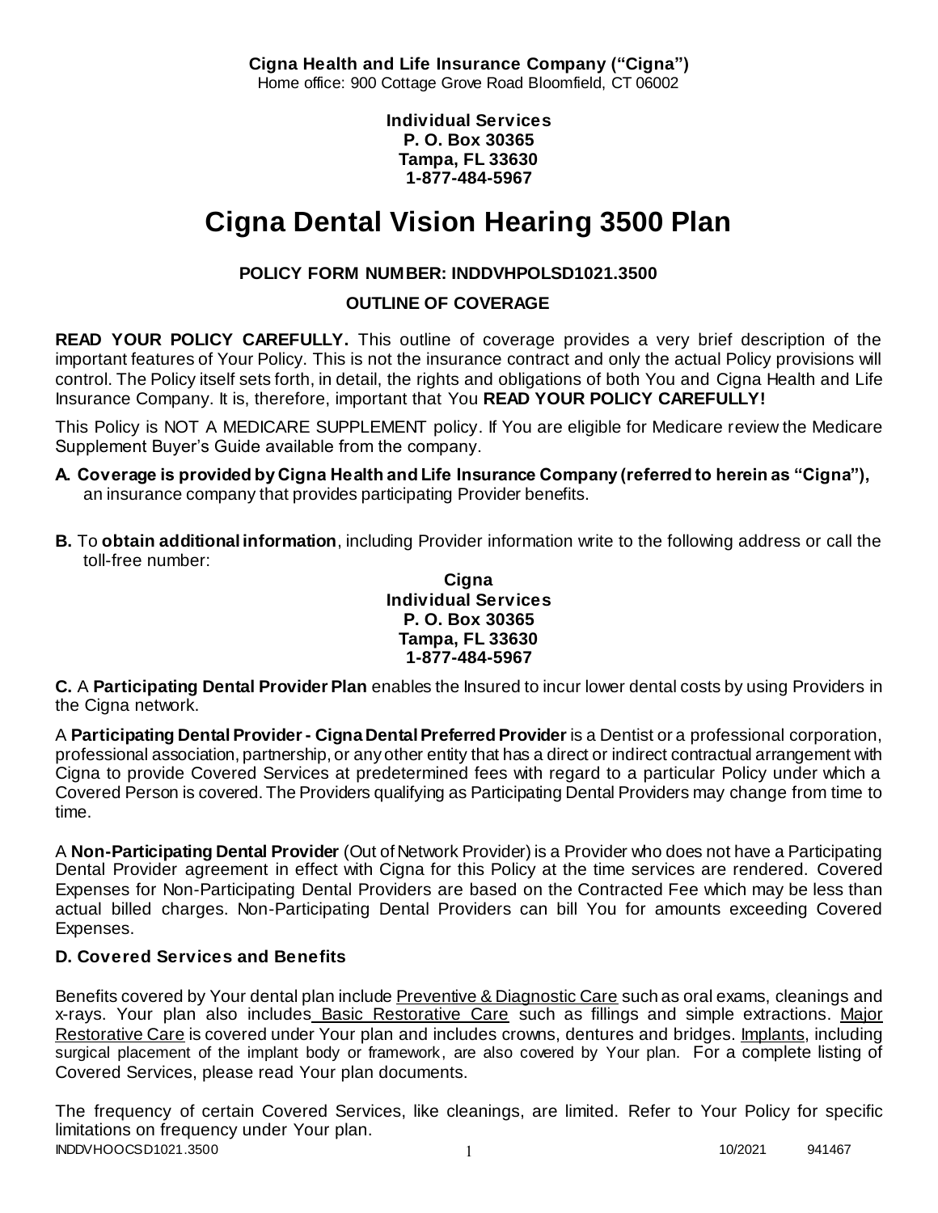**Cigna Health and Life Insurance Company ("Cigna")**
Home office: 900 Cottage Grove Road Bloomfield, CT 06002

**Individual Services**
**P. O. Box 30365**
**Tampa, FL 33630**
**1-877-484-5967**

# Cigna Dental Vision Hearing 3500 Plan

**POLICY FORM NUMBER: INDDVHPOLSD1021.3500**

**OUTLINE OF COVERAGE**

**READ YOUR POLICY CAREFULLY.** This outline of coverage provides a very brief description of the important features of Your Policy. This is not the insurance contract and only the actual Policy provisions will control. The Policy itself sets forth, in detail, the rights and obligations of both You and Cigna Health and Life Insurance Company. It is, therefore, important that You **READ YOUR POLICY CAREFULLY!**

This Policy is NOT A MEDICARE SUPPLEMENT policy. If You are eligible for Medicare review the Medicare Supplement Buyer's Guide available from the company.

**A. Coverage is provided by Cigna Health and Life Insurance Company (referred to herein as "Cigna"),** an insurance company that provides participating Provider benefits.

**B.** To **obtain additional information**, including Provider information write to the following address or call the toll-free number:

**Cigna**
**Individual Services**
**P. O. Box 30365**
**Tampa, FL 33630**
**1-877-484-5967**

**C.** A **Participating Dental Provider Plan** enables the Insured to incur lower dental costs by using Providers in the Cigna network.

A **Participating Dental Provider - Cigna Dental Preferred Provider** is a Dentist or a professional corporation, professional association, partnership, or any other entity that has a direct or indirect contractual arrangement with Cigna to provide Covered Services at predetermined fees with regard to a particular Policy under which a Covered Person is covered. The Providers qualifying as Participating Dental Providers may change from time to time.

A **Non-Participating Dental Provider** (Out of Network Provider) is a Provider who does not have a Participating Dental Provider agreement in effect with Cigna for this Policy at the time services are rendered. Covered Expenses for Non-Participating Dental Providers are based on the Contracted Fee which may be less than actual billed charges. Non-Participating Dental Providers can bill You for amounts exceeding Covered Expenses.

### D. Covered Services and Benefits

Benefits covered by Your dental plan include Preventive & Diagnostic Care such as oral exams, cleanings and x-rays. Your plan also includes Basic Restorative Care such as fillings and simple extractions. Major Restorative Care is covered under Your plan and includes crowns, dentures and bridges. Implants, including surgical placement of the implant body or framework, are also covered by Your plan. For a complete listing of Covered Services, please read Your plan documents.

The frequency of certain Covered Services, like cleanings, are limited. Refer to Your Policy for specific limitations on frequency under Your plan.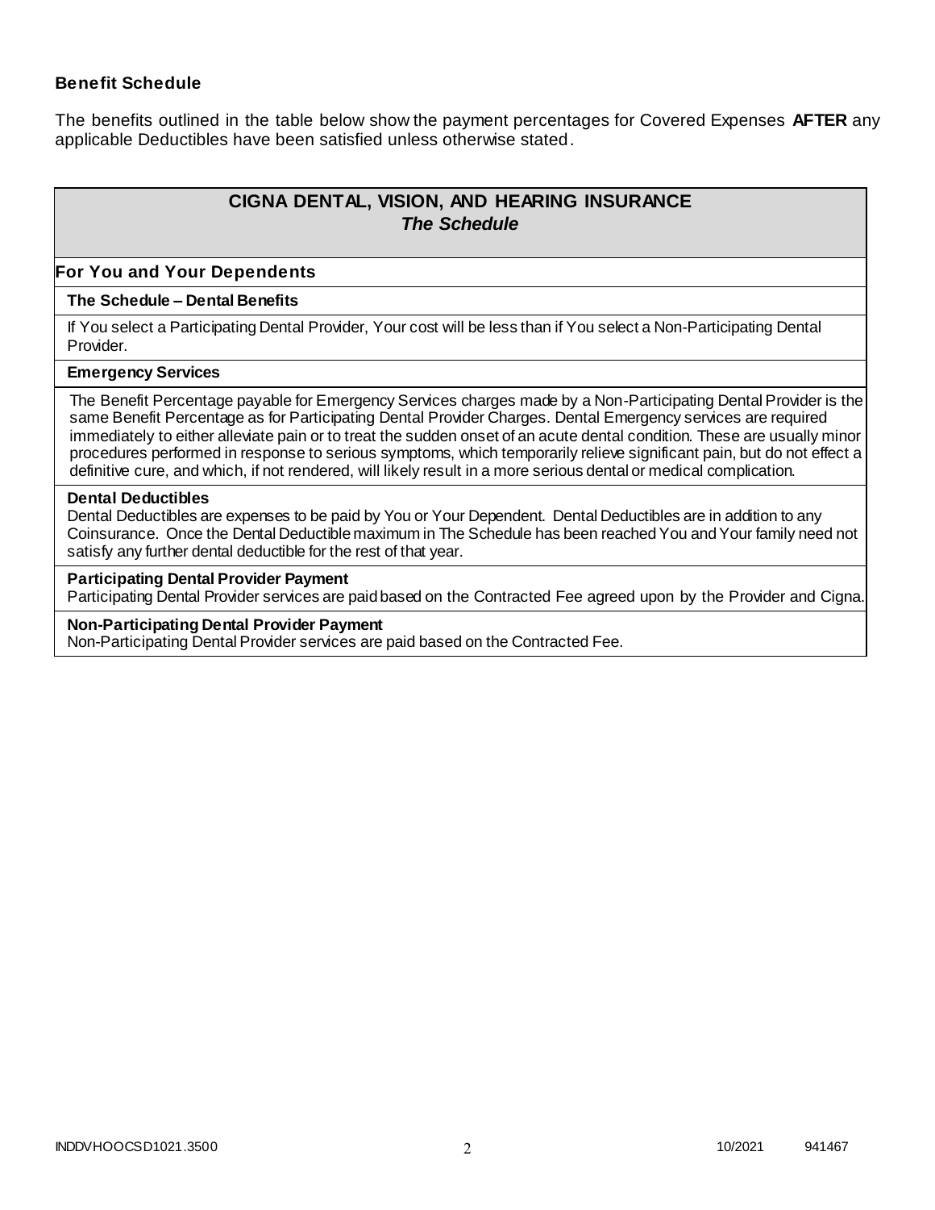### Benefit Schedule

The benefits outlined in the table below show the payment percentages for Covered Expenses **AFTER** any applicable Deductibles have been satisfied unless otherwise stated.

## CIGNA DENTAL, VISION, AND HEARING INSURANCE
### *The Schedule*

**For You and Your Dependents**

**The Schedule – Dental Benefits**

If You select a Participating Dental Provider, Your cost will be less than if You select a Non-Participating Dental Provider.

**Emergency Services**

The Benefit Percentage payable for Emergency Services charges made by a Non-Participating Dental Provider is the same Benefit Percentage as for Participating Dental Provider Charges. Dental Emergency services are required immediately to either alleviate pain or to treat the sudden onset of an acute dental condition. These are usually minor procedures performed in response to serious symptoms, which temporarily relieve significant pain, but do not effect a definitive cure, and which, if not rendered, will likely result in a more serious dental or medical complication.

**Dental Deductibles**

Dental Deductibles are expenses to be paid by You or Your Dependent. Dental Deductibles are in addition to any Coinsurance. Once the Dental Deductible maximum in The Schedule has been reached You and Your family need not satisfy any further dental deductible for the rest of that year.

**Participating Dental Provider Payment**

Participating Dental Provider services are paid based on the Contracted Fee agreed upon by the Provider and Cigna.

**Non-Participating Dental Provider Payment**

Non-Participating Dental Provider services are paid based on the Contracted Fee.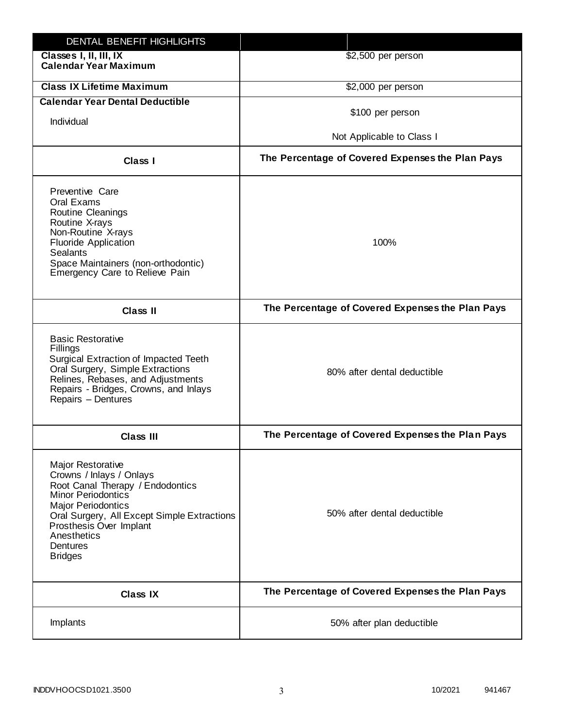| DENTAL BENEFIT HIGHLIGHTS | |
|---|---|
| **Classes I, II, III, IX Calendar Year Maximum** | $2,500 per person |
| **Class IX Lifetime Maximum** | $2,000 per person |
| **Calendar Year Dental Deductible**<br>Individual | $100 per person<br><br>Not Applicable to Class I |
| **Class I** | **The Percentage of Covered Expenses the Plan Pays** |
| Preventive Care<br>Oral Exams<br>Routine Cleanings<br>Routine X-rays<br>Non-Routine X-rays<br>Fluoride Application<br>Sealants<br>Space Maintainers (non-orthodontic)<br>Emergency Care to Relieve Pain | 100% |
| **Class II** | **The Percentage of Covered Expenses the Plan Pays** |
| Basic Restorative<br>Fillings<br>Surgical Extraction of Impacted Teeth<br>Oral Surgery, Simple Extractions<br>Relines, Rebases, and Adjustments<br>Repairs - Bridges, Crowns, and Inlays<br>Repairs – Dentures | 80% after dental deductible |
| **Class III** | **The Percentage of Covered Expenses the Plan Pays** |
| Major Restorative<br>Crowns / Inlays / Onlays<br>Root Canal Therapy / Endodontics<br>Minor Periodontics<br>Major Periodontics<br>Oral Surgery, All Except Simple Extractions<br>Prosthesis Over Implant<br>Anesthetics<br>Dentures<br>Bridges | 50% after dental deductible |
| **Class IX** | **The Percentage of Covered Expenses the Plan Pays** |
| Implants | 50% after plan deductible |

INDDVHOOCSD1021.3500 10/2021 941467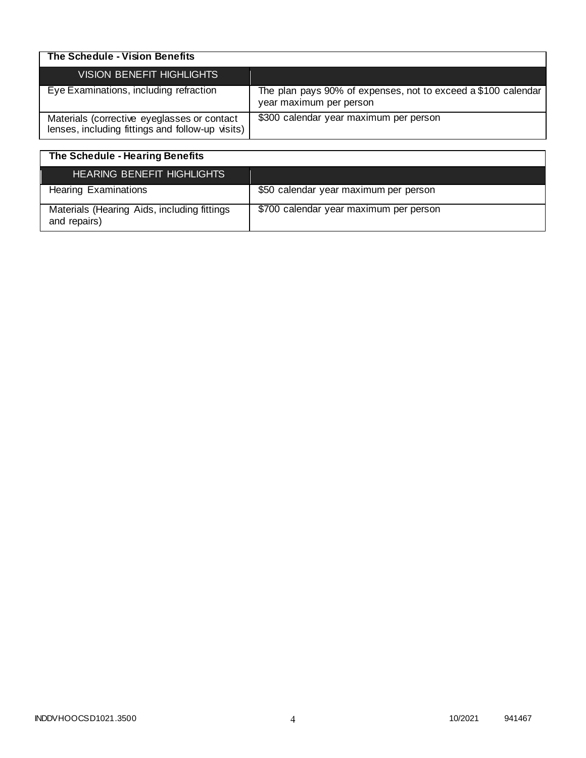## The Schedule - Vision Benefits

| VISION BENEFIT HIGHLIGHTS | |
|---|---|
| Eye Examinations, including refraction | The plan pays 90% of expenses, not to exceed a $100 calendar year maximum per person |
| Materials (corrective eyeglasses or contact lenses, including fittings and follow-up visits) | $300 calendar year maximum per person |

## The Schedule - Hearing Benefits

| HEARING BENEFIT HIGHLIGHTS | |
|---|---|
| Hearing Examinations | $50 calendar year maximum per person |
| Materials (Hearing Aids, including fittings and repairs) | $700 calendar year maximum per person |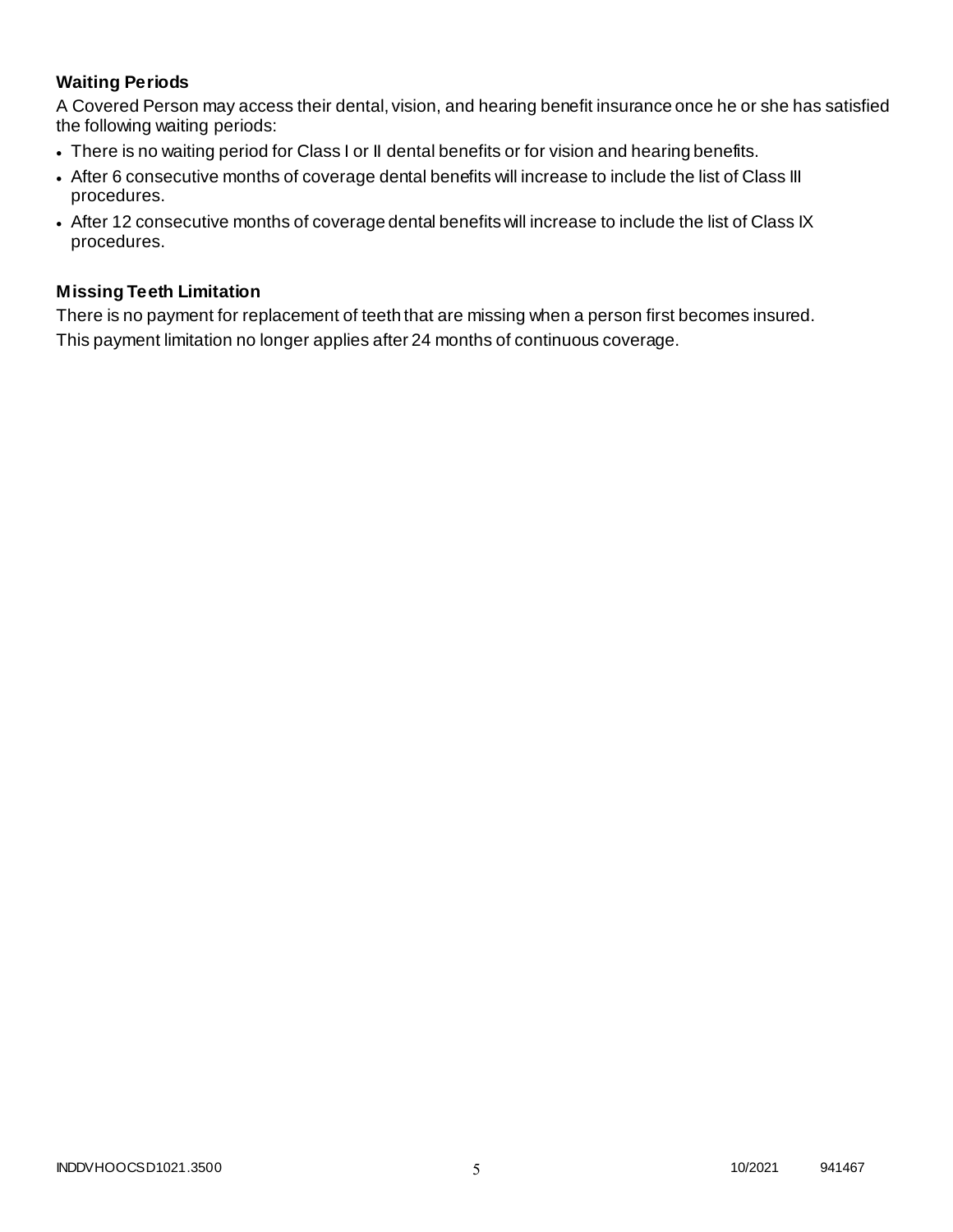### Waiting Periods

A Covered Person may access their dental, vision, and hearing benefit insurance once he or she has satisfied the following waiting periods:

- There is no waiting period for Class I or II dental benefits or for vision and hearing benefits.
- After 6 consecutive months of coverage dental benefits will increase to include the list of Class III procedures.
- After 12 consecutive months of coverage dental benefits will increase to include the list of Class IX procedures.

### Missing Teeth Limitation

There is no payment for replacement of teeth that are missing when a person first becomes insured.

This payment limitation no longer applies after 24 months of continuous coverage.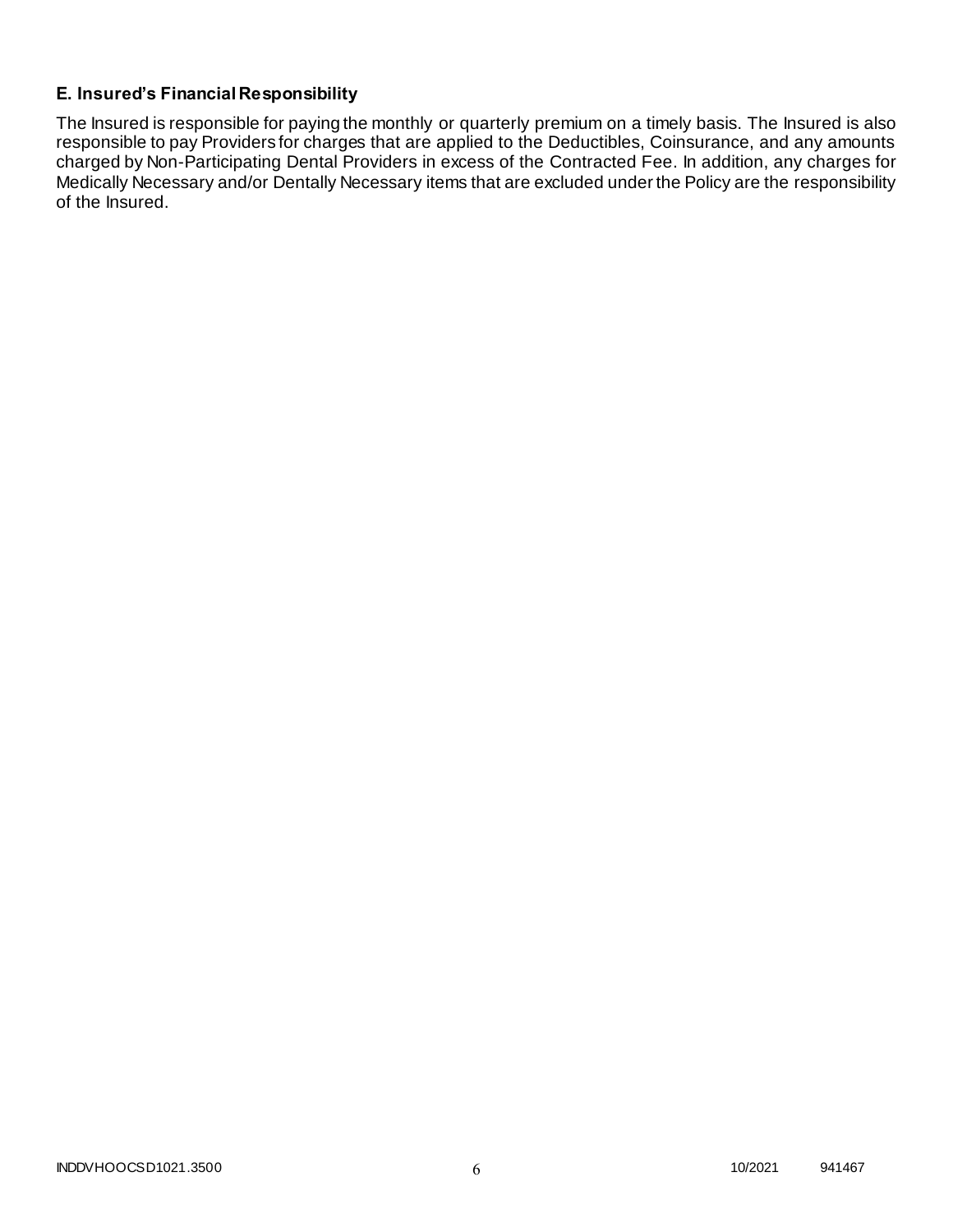## E. Insured's Financial Responsibility

The Insured is responsible for paying the monthly or quarterly premium on a timely basis. The Insured is also responsible to pay Providers for charges that are applied to the Deductibles, Coinsurance, and any amounts charged by Non-Participating Dental Providers in excess of the Contracted Fee. In addition, any charges for Medically Necessary and/or Dentally Necessary items that are excluded under the Policy are the responsibility of the Insured.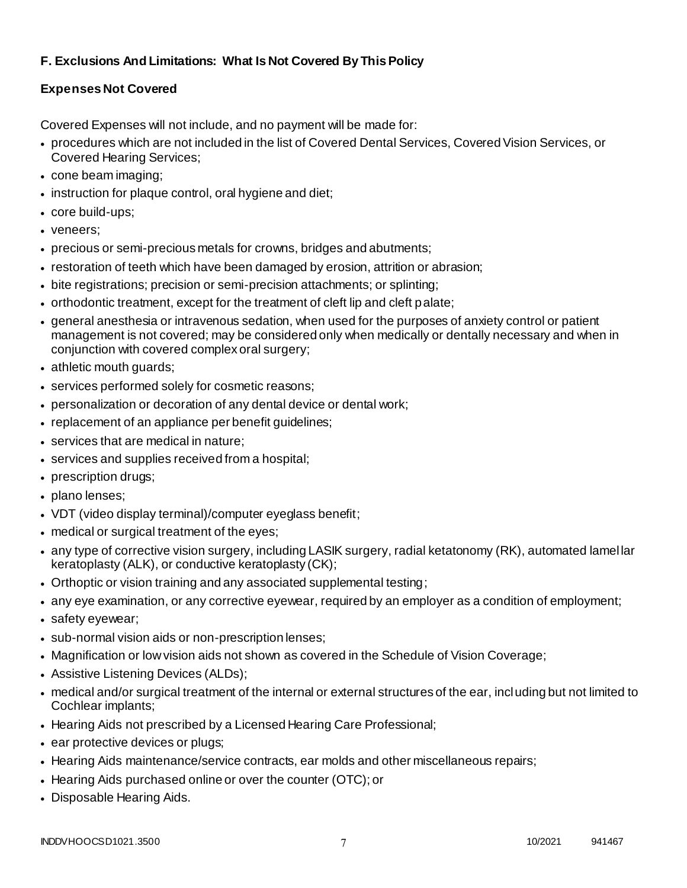## F. Exclusions And Limitations: What Is Not Covered By This Policy

### Expenses Not Covered

Covered Expenses will not include, and no payment will be made for:

- procedures which are not included in the list of Covered Dental Services, Covered Vision Services, or Covered Hearing Services;
- cone beam imaging;
- instruction for plaque control, oral hygiene and diet;
- core build-ups;
- veneers;
- precious or semi-precious metals for crowns, bridges and abutments;
- restoration of teeth which have been damaged by erosion, attrition or abrasion;
- bite registrations; precision or semi-precision attachments; or splinting;
- orthodontic treatment, except for the treatment of cleft lip and cleft palate;
- general anesthesia or intravenous sedation, when used for the purposes of anxiety control or patient management is not covered; may be considered only when medically or dentally necessary and when in conjunction with covered complex oral surgery;
- athletic mouth guards;
- services performed solely for cosmetic reasons;
- personalization or decoration of any dental device or dental work;
- replacement of an appliance per benefit guidelines;
- services that are medical in nature;
- services and supplies received from a hospital;
- prescription drugs;
- plano lenses;
- VDT (video display terminal)/computer eyeglass benefit;
- medical or surgical treatment of the eyes;
- any type of corrective vision surgery, including LASIK surgery, radial ketatonomy (RK), automated lamellar keratoplasty (ALK), or conductive keratoplasty (CK);
- Orthoptic or vision training and any associated supplemental testing;
- any eye examination, or any corrective eyewear, required by an employer as a condition of employment;
- safety eyewear;
- sub-normal vision aids or non-prescription lenses;
- Magnification or low vision aids not shown as covered in the Schedule of Vision Coverage;
- Assistive Listening Devices (ALDs);
- medical and/or surgical treatment of the internal or external structures of the ear, including but not limited to Cochlear implants;
- Hearing Aids not prescribed by a Licensed Hearing Care Professional;
- ear protective devices or plugs;
- Hearing Aids maintenance/service contracts, ear molds and other miscellaneous repairs;
- Hearing Aids purchased online or over the counter (OTC); or
- Disposable Hearing Aids.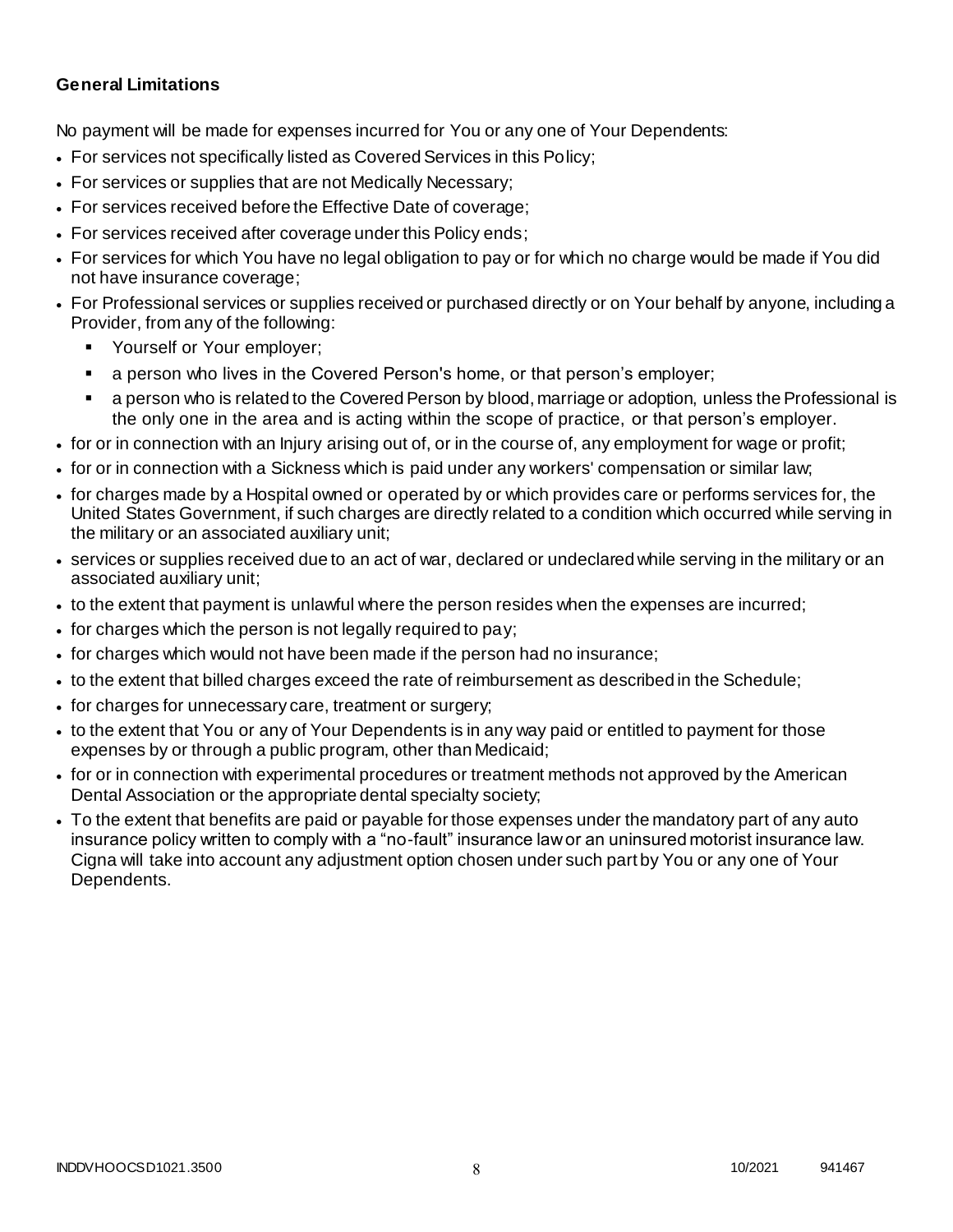**General Limitations**

No payment will be made for expenses incurred for You or any one of Your Dependents:

- For services not specifically listed as Covered Services in this Policy;
- For services or supplies that are not Medically Necessary;
- For services received before the Effective Date of coverage;
- For services received after coverage under this Policy ends;
- For services for which You have no legal obligation to pay or for which no charge would be made if You did not have insurance coverage;
- For Professional services or supplies received or purchased directly or on Your behalf by anyone, including a Provider, from any of the following:
  - Yourself or Your employer;
  - a person who lives in the Covered Person's home, or that person's employer;
  - a person who is related to the Covered Person by blood, marriage or adoption, unless the Professional is the only one in the area and is acting within the scope of practice, or that person's employer.
- for or in connection with an Injury arising out of, or in the course of, any employment for wage or profit;
- for or in connection with a Sickness which is paid under any workers' compensation or similar law;
- for charges made by a Hospital owned or operated by or which provides care or performs services for, the United States Government, if such charges are directly related to a condition which occurred while serving in the military or an associated auxiliary unit;
- services or supplies received due to an act of war, declared or undeclared while serving in the military or an associated auxiliary unit;
- to the extent that payment is unlawful where the person resides when the expenses are incurred;
- for charges which the person is not legally required to pay;
- for charges which would not have been made if the person had no insurance;
- to the extent that billed charges exceed the rate of reimbursement as described in the Schedule;
- for charges for unnecessary care, treatment or surgery;
- to the extent that You or any of Your Dependents is in any way paid or entitled to payment for those expenses by or through a public program, other than Medicaid;
- for or in connection with experimental procedures or treatment methods not approved by the American Dental Association or the appropriate dental specialty society;
- To the extent that benefits are paid or payable for those expenses under the mandatory part of any auto insurance policy written to comply with a "no-fault" insurance law or an uninsured motorist insurance law. Cigna will take into account any adjustment option chosen under such part by You or any one of Your Dependents.

INDDVHOOCSD1021.3500 10/2021 941467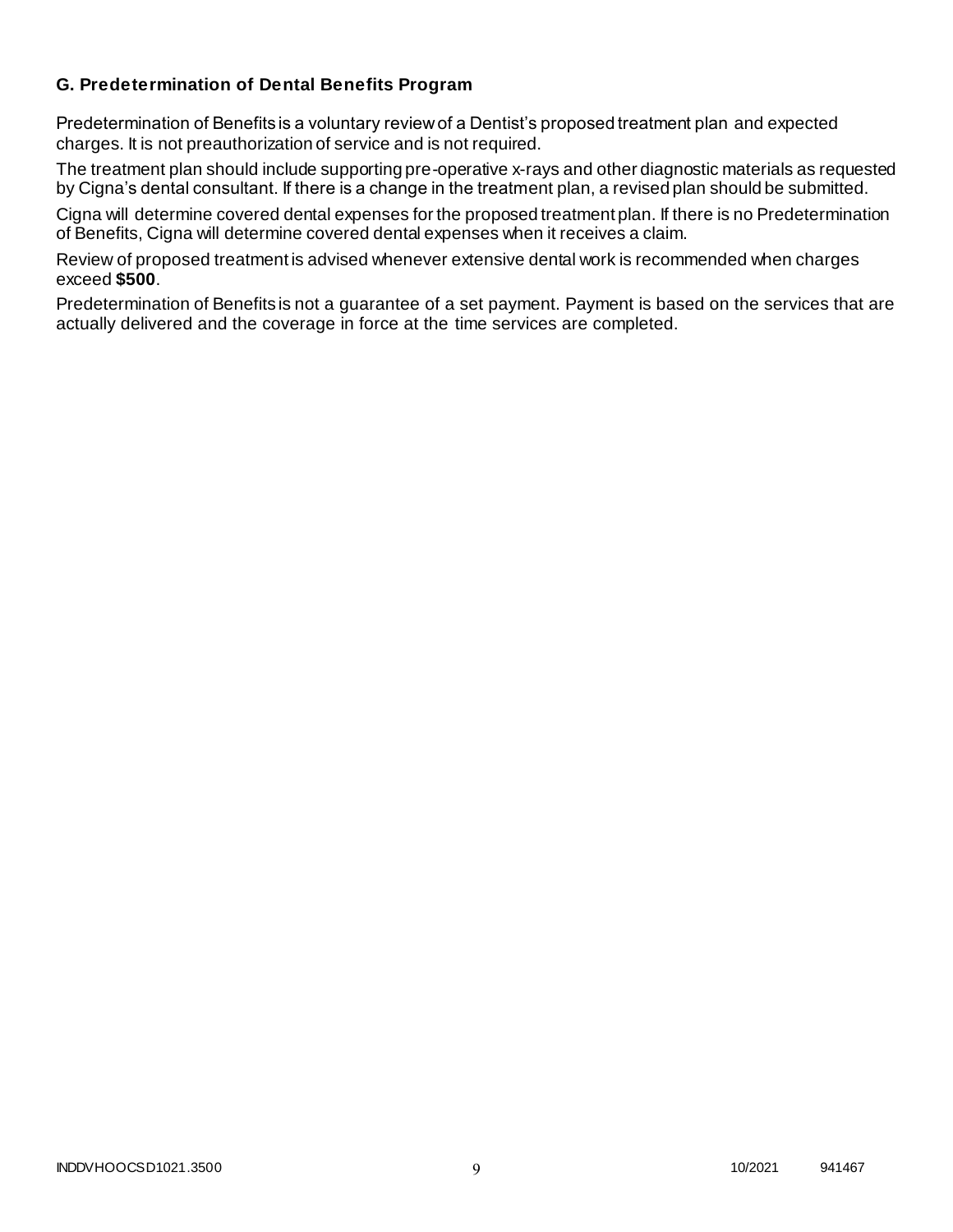### G. Predetermination of Dental Benefits Program

Predetermination of Benefits is a voluntary review of a Dentist's proposed treatment plan and expected charges. It is not preauthorization of service and is not required.

The treatment plan should include supporting pre-operative x-rays and other diagnostic materials as requested by Cigna's dental consultant. If there is a change in the treatment plan, a revised plan should be submitted.

Cigna will determine covered dental expenses for the proposed treatment plan. If there is no Predetermination of Benefits, Cigna will determine covered dental expenses when it receives a claim.

Review of proposed treatment is advised whenever extensive dental work is recommended when charges exceed **$500**.

Predetermination of Benefits is not a guarantee of a set payment. Payment is based on the services that are actually delivered and the coverage in force at the time services are completed.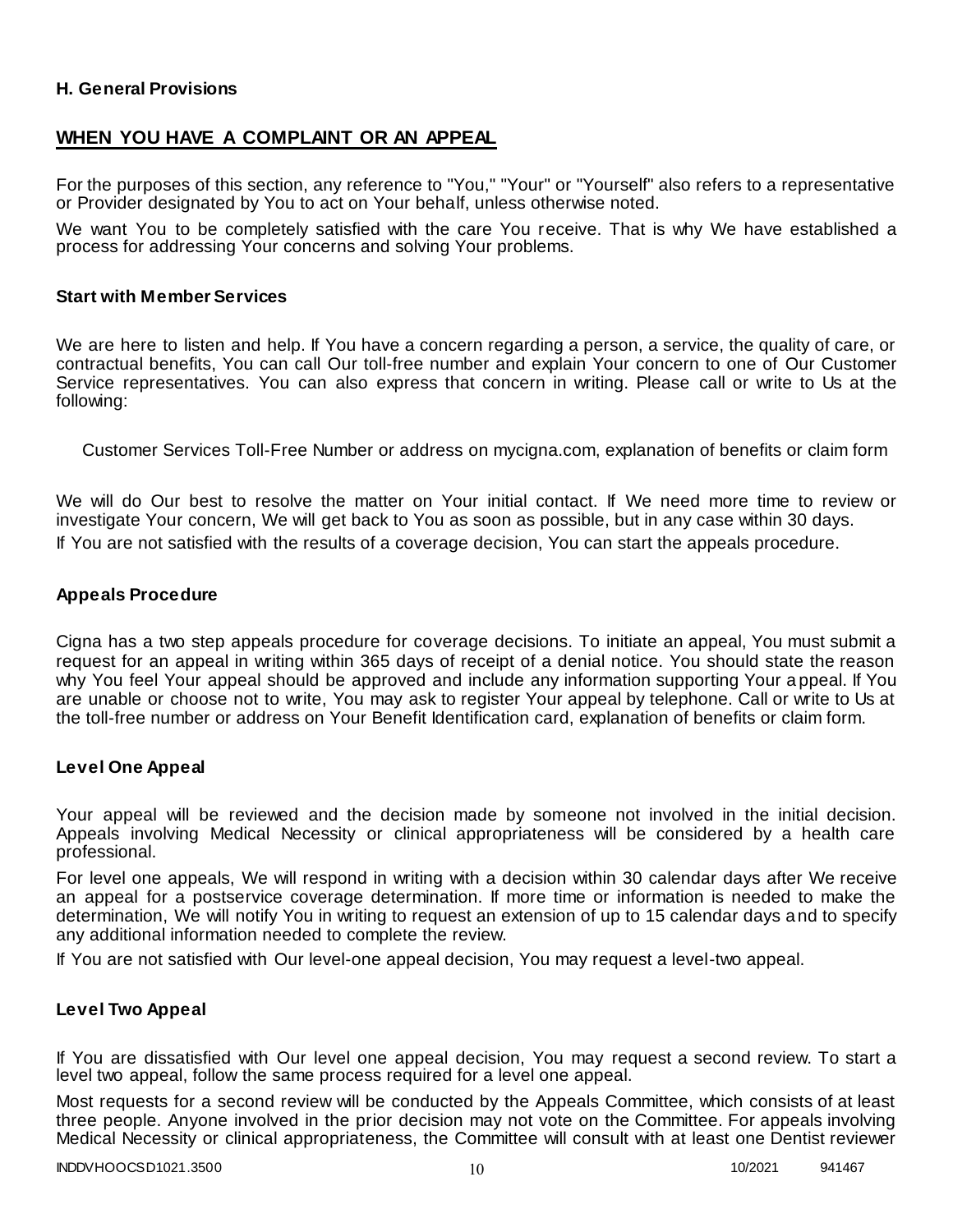**H. General Provisions**

## WHEN YOU HAVE A COMPLAINT OR AN APPEAL

For the purposes of this section, any reference to "You," "Your" or "Yourself" also refers to a representative or Provider designated by You to act on Your behalf, unless otherwise noted.

We want You to be completely satisfied with the care You receive. That is why We have established a process for addressing Your concerns and solving Your problems.

### Start with Member Services

We are here to listen and help. If You have a concern regarding a person, a service, the quality of care, or contractual benefits, You can call Our toll-free number and explain Your concern to one of Our Customer Service representatives. You can also express that concern in writing. Please call or write to Us at the following:

Customer Services Toll-Free Number or address on mycigna.com, explanation of benefits or claim form

We will do Our best to resolve the matter on Your initial contact. If We need more time to review or investigate Your concern, We will get back to You as soon as possible, but in any case within 30 days.

If You are not satisfied with the results of a coverage decision, You can start the appeals procedure.

### Appeals Procedure

Cigna has a two step appeals procedure for coverage decisions. To initiate an appeal, You must submit a request for an appeal in writing within 365 days of receipt of a denial notice. You should state the reason why You feel Your appeal should be approved and include any information supporting Your appeal. If You are unable or choose not to write, You may ask to register Your appeal by telephone. Call or write to Us at the toll-free number or address on Your Benefit Identification card, explanation of benefits or claim form.

### Level One Appeal

Your appeal will be reviewed and the decision made by someone not involved in the initial decision. Appeals involving Medical Necessity or clinical appropriateness will be considered by a health care professional.

For level one appeals, We will respond in writing with a decision within 30 calendar days after We receive an appeal for a postservice coverage determination. If more time or information is needed to make the determination, We will notify You in writing to request an extension of up to 15 calendar days and to specify any additional information needed to complete the review.

If You are not satisfied with Our level-one appeal decision, You may request a level-two appeal.

### Level Two Appeal

If You are dissatisfied with Our level one appeal decision, You may request a second review. To start a level two appeal, follow the same process required for a level one appeal.

Most requests for a second review will be conducted by the Appeals Committee, which consists of at least three people. Anyone involved in the prior decision may not vote on the Committee. For appeals involving Medical Necessity or clinical appropriateness, the Committee will consult with at least one Dentist reviewer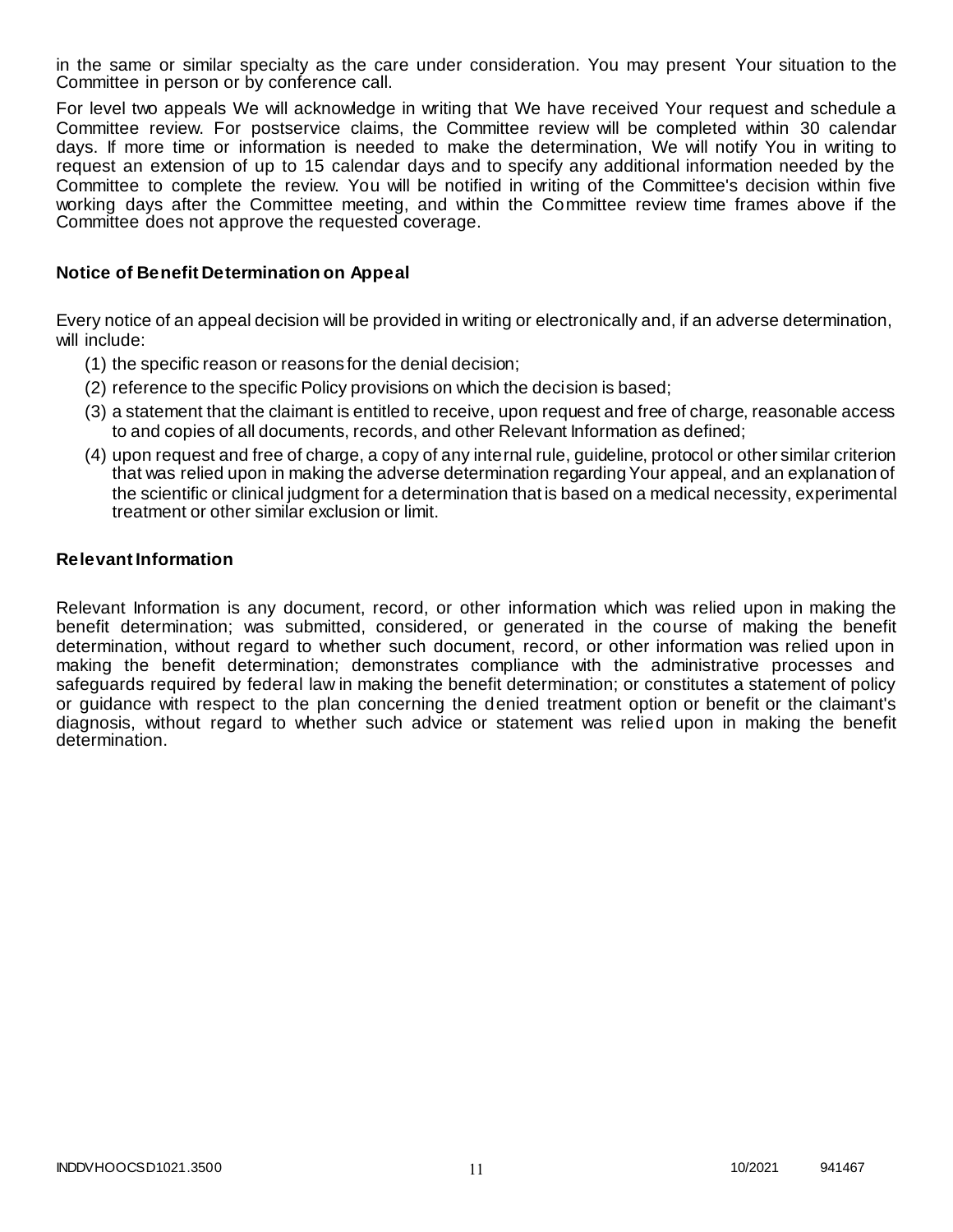in the same or similar specialty as the care under consideration. You may present Your situation to the Committee in person or by conference call.

For level two appeals We will acknowledge in writing that We have received Your request and schedule a Committee review. For postservice claims, the Committee review will be completed within 30 calendar days. If more time or information is needed to make the determination, We will notify You in writing to request an extension of up to 15 calendar days and to specify any additional information needed by the Committee to complete the review. You will be notified in writing of the Committee's decision within five working days after the Committee meeting, and within the Committee review time frames above if the Committee does not approve the requested coverage.

### Notice of Benefit Determination on Appeal

Every notice of an appeal decision will be provided in writing or electronically and, if an adverse determination, will include:

(1) the specific reason or reasons for the denial decision;

(2) reference to the specific Policy provisions on which the decision is based;

(3) a statement that the claimant is entitled to receive, upon request and free of charge, reasonable access to and copies of all documents, records, and other Relevant Information as defined;

(4) upon request and free of charge, a copy of any internal rule, guideline, protocol or other similar criterion that was relied upon in making the adverse determination regarding Your appeal, and an explanation of the scientific or clinical judgment for a determination that is based on a medical necessity, experimental treatment or other similar exclusion or limit.

### Relevant Information

Relevant Information is any document, record, or other information which was relied upon in making the benefit determination; was submitted, considered, or generated in the course of making the benefit determination, without regard to whether such document, record, or other information was relied upon in making the benefit determination; demonstrates compliance with the administrative processes and safeguards required by federal law in making the benefit determination; or constitutes a statement of policy or guidance with respect to the plan concerning the denied treatment option or benefit or the claimant's diagnosis, without regard to whether such advice or statement was relied upon in making the benefit determination.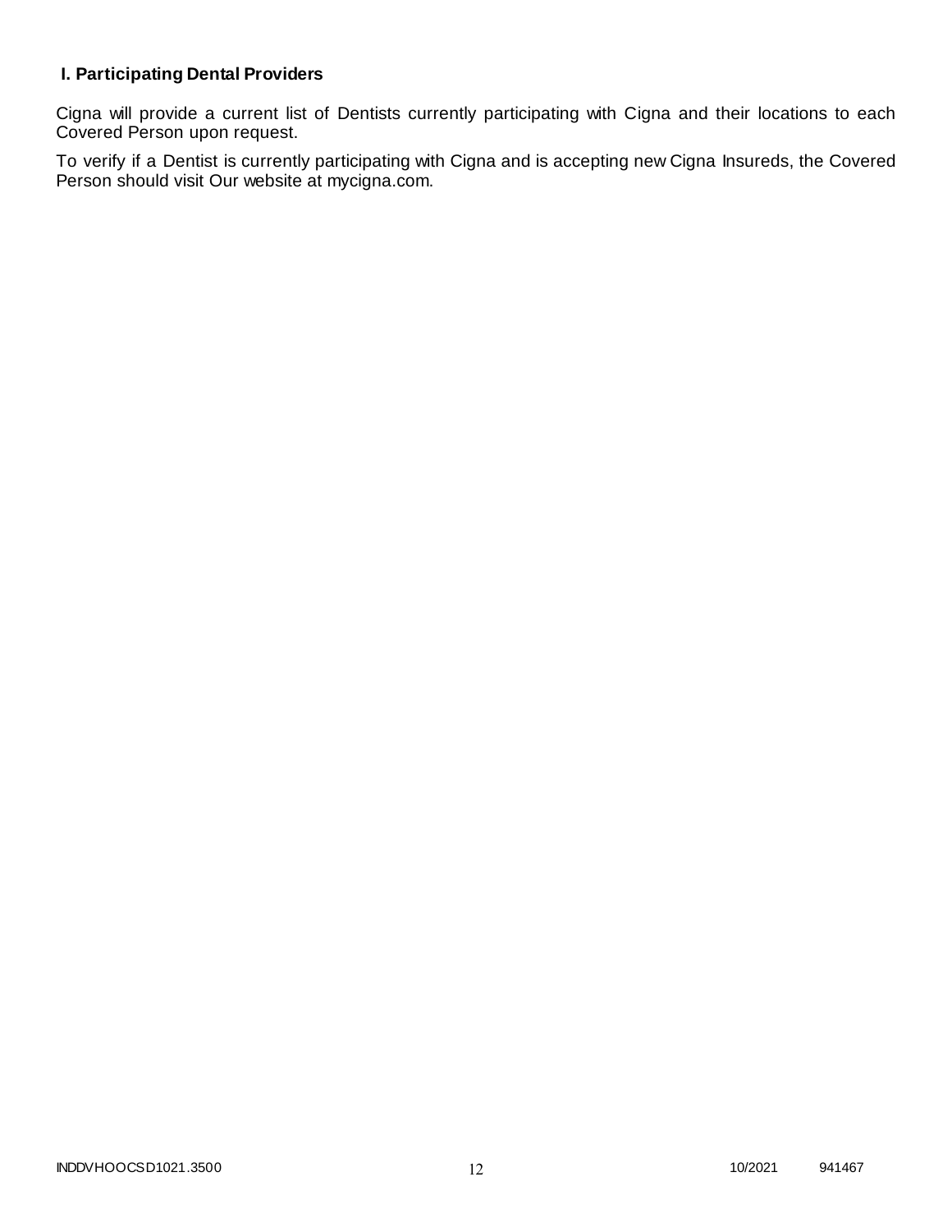## I. Participating Dental Providers

Cigna will provide a current list of Dentists currently participating with Cigna and their locations to each Covered Person upon request.

To verify if a Dentist is currently participating with Cigna and is accepting new Cigna Insureds, the Covered Person should visit Our website at mycigna.com.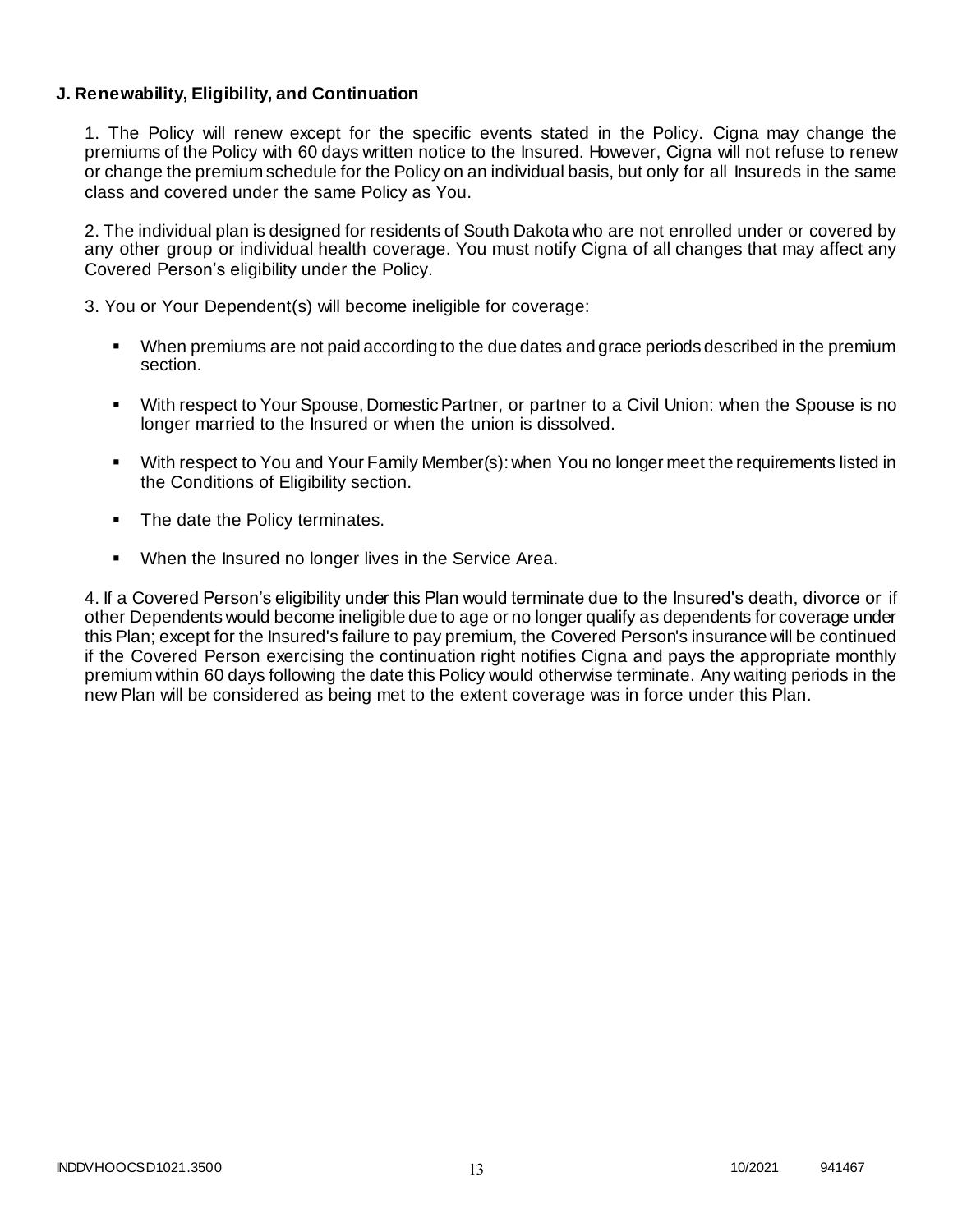**J. Renewability, Eligibility, and Continuation**

1. The Policy will renew except for the specific events stated in the Policy. Cigna may change the premiums of the Policy with 60 days written notice to the Insured. However, Cigna will not refuse to renew or change the premium schedule for the Policy on an individual basis, but only for all Insureds in the same class and covered under the same Policy as You.

2. The individual plan is designed for residents of South Dakota who are not enrolled under or covered by any other group or individual health coverage. You must notify Cigna of all changes that may affect any Covered Person's eligibility under the Policy.

3. You or Your Dependent(s) will become ineligible for coverage:

- When premiums are not paid according to the due dates and grace periods described in the premium section.
- With respect to Your Spouse, Domestic Partner, or partner to a Civil Union: when the Spouse is no longer married to the Insured or when the union is dissolved.
- With respect to You and Your Family Member(s): when You no longer meet the requirements listed in the Conditions of Eligibility section.
- The date the Policy terminates.
- When the Insured no longer lives in the Service Area.

4. If a Covered Person's eligibility under this Plan would terminate due to the Insured's death, divorce or if other Dependents would become ineligible due to age or no longer qualify as dependents for coverage under this Plan; except for the Insured's failure to pay premium, the Covered Person's insurance will be continued if the Covered Person exercising the continuation right notifies Cigna and pays the appropriate monthly premium within 60 days following the date this Policy would otherwise terminate. Any waiting periods in the new Plan will be considered as being met to the extent coverage was in force under this Plan.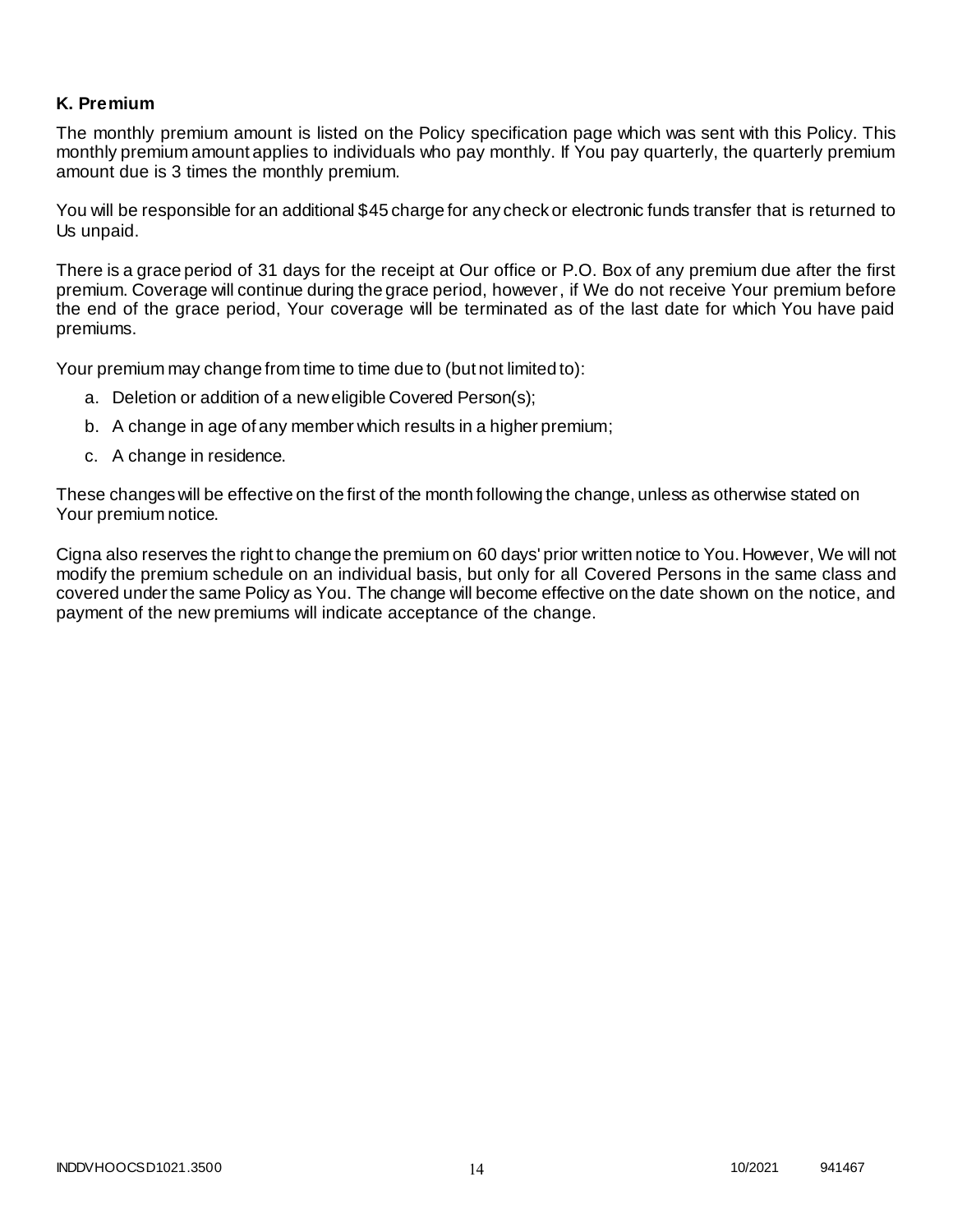### K. Premium

The monthly premium amount is listed on the Policy specification page which was sent with this Policy. This monthly premium amount applies to individuals who pay monthly. If You pay quarterly, the quarterly premium amount due is 3 times the monthly premium.

You will be responsible for an additional $45 charge for any check or electronic funds transfer that is returned to Us unpaid.

There is a grace period of 31 days for the receipt at Our office or P.O. Box of any premium due after the first premium. Coverage will continue during the grace period, however, if We do not receive Your premium before the end of the grace period, Your coverage will be terminated as of the last date for which You have paid premiums.

Your premium may change from time to time due to (but not limited to):

a. Deletion or addition of a new eligible Covered Person(s);
b. A change in age of any member which results in a higher premium;
c. A change in residence.

These changes will be effective on the first of the month following the change, unless as otherwise stated on Your premium notice.

Cigna also reserves the right to change the premium on 60 days' prior written notice to You. However, We will not modify the premium schedule on an individual basis, but only for all Covered Persons in the same class and covered under the same Policy as You. The change will become effective on the date shown on the notice, and payment of the new premiums will indicate acceptance of the change.